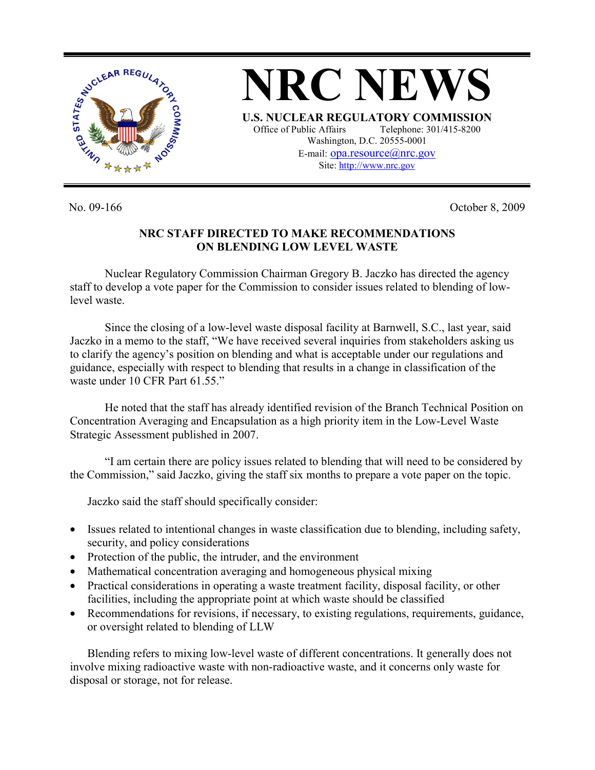# NRC NEWS

**U.S. NUCLEAR REGULATORY COMMISSION**
Office of Public Affairs Telephone: 301/415-8200
Washington, D.C. 20555-0001
E-mail: opa.resource@nrc.gov
Site: http://www.nrc.gov

No. 09-166 October 8, 2009

## NRC STAFF DIRECTED TO MAKE RECOMMENDATIONS ON BLENDING LOW LEVEL WASTE

Nuclear Regulatory Commission Chairman Gregory B. Jaczko has directed the agency staff to develop a vote paper for the Commission to consider issues related to blending of low-level waste.

Since the closing of a low-level waste disposal facility at Barnwell, S.C., last year, said Jaczko in a memo to the staff, "We have received several inquiries from stakeholders asking us to clarify the agency's position on blending and what is acceptable under our regulations and guidance, especially with respect to blending that results in a change in classification of the waste under 10 CFR Part 61.55."

He noted that the staff has already identified revision of the Branch Technical Position on Concentration Averaging and Encapsulation as a high priority item in the Low-Level Waste Strategic Assessment published in 2007.

"I am certain there are policy issues related to blending that will need to be considered by the Commission," said Jaczko, giving the staff six months to prepare a vote paper on the topic.

Jaczko said the staff should specifically consider:

- Issues related to intentional changes in waste classification due to blending, including safety, security, and policy considerations
- Protection of the public, the intruder, and the environment
- Mathematical concentration averaging and homogeneous physical mixing
- Practical considerations in operating a waste treatment facility, disposal facility, or other facilities, including the appropriate point at which waste should be classified
- Recommendations for revisions, if necessary, to existing regulations, requirements, guidance, or oversight related to blending of LLW

Blending refers to mixing low-level waste of different concentrations. It generally does not involve mixing radioactive waste with non-radioactive waste, and it concerns only waste for disposal or storage, not for release.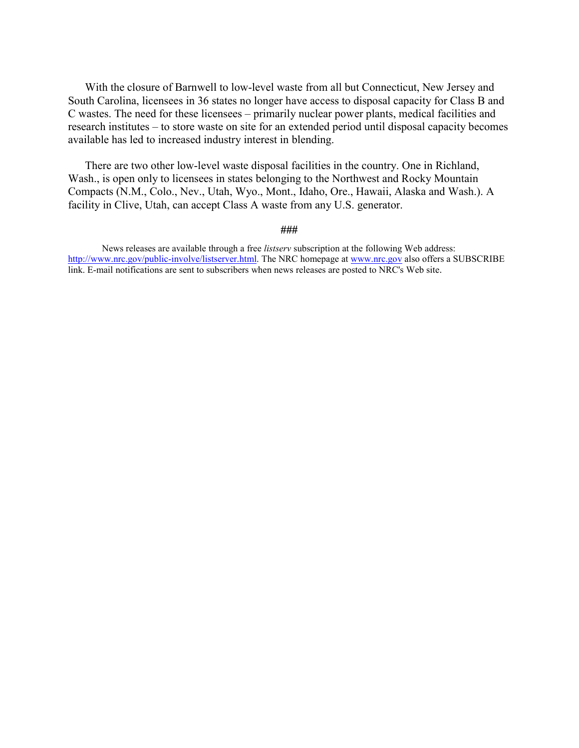With the closure of Barnwell to low-level waste from all but Connecticut, New Jersey and South Carolina, licensees in 36 states no longer have access to disposal capacity for Class B and C wastes. The need for these licensees – primarily nuclear power plants, medical facilities and research institutes – to store waste on site for an extended period until disposal capacity becomes available has led to increased industry interest in blending.

There are two other low-level waste disposal facilities in the country. One in Richland, Wash., is open only to licensees in states belonging to the Northwest and Rocky Mountain Compacts (N.M., Colo., Nev., Utah, Wyo., Mont., Idaho, Ore., Hawaii, Alaska and Wash.). A facility in Clive, Utah, can accept Class A waste from any U.S. generator.

###

News releases are available through a free *listserv* subscription at the following Web address: [http://www.nrc.gov/public-involve/listserver.html](http://www.nrc.gov/public-involve/listserver.html). The NRC homepage at [www.nrc.gov](http://www.nrc.gov) also offers a SUBSCRIBE link. E-mail notifications are sent to subscribers when news releases are posted to NRC's Web site.